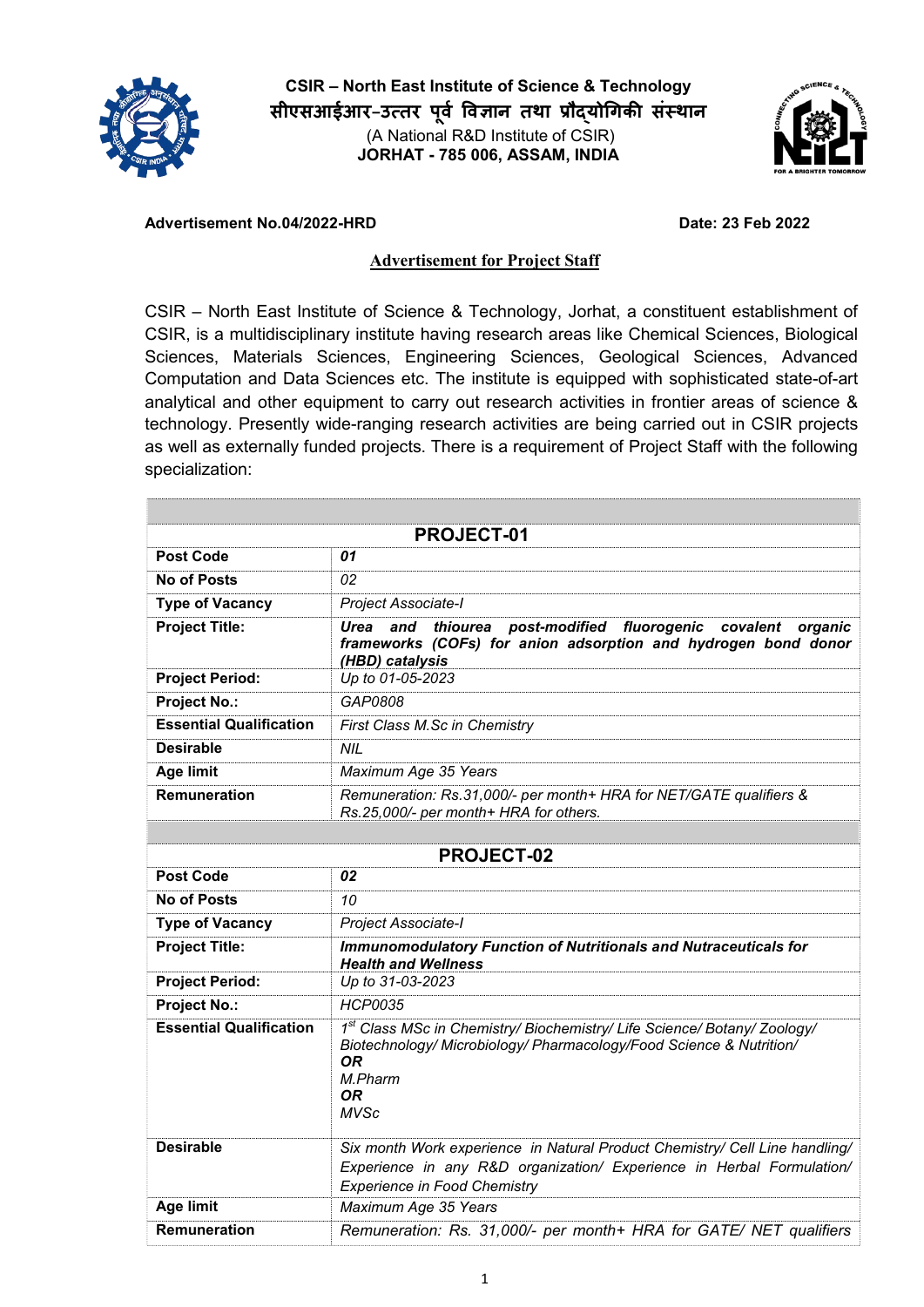**CSIR – North East Institute of Science & Technology**

**सीएसआईआर-उत्तर पूर्व विज्ञान तथा प्रौद्योगिकी संस्थान**

(A National R&D Institute of CSIR)

**JORHAT - 785 006, ASSAM, INDIA**

**Advertisement No.04/2022-HRD** **Date: 23 Feb 2022**

## Advertisement for Project Staff

CSIR – North East Institute of Science & Technology, Jorhat, a constituent establishment of CSIR, is a multidisciplinary institute having research areas like Chemical Sciences, Biological Sciences, Materials Sciences, Engineering Sciences, Geological Sciences, Advanced Computation and Data Sciences etc. The institute is equipped with sophisticated state-of-art analytical and other equipment to carry out research activities in frontier areas of science & technology. Presently wide-ranging research activities are being carried out in CSIR projects as well as externally funded projects. There is a requirement of Project Staff with the following specialization:

| **PROJECT-01** | |
|---|---|
| **Post Code** | ***01*** |
| **No of Posts** | *02* |
| **Type of Vacancy** | *Project Associate-I* |
| **Project Title:** | ***Urea and thiourea post-modified fluorogenic covalent organic frameworks (COFs) for anion adsorption and hydrogen bond donor (HBD) catalysis*** |
| **Project Period:** | *Up to 01-05-2023* |
| **Project No.:** | *GAP0808* |
| **Essential Qualification** | *First Class M.Sc in Chemistry* |
| **Desirable** | *NIL* |
| **Age limit** | *Maximum Age 35 Years* |
| **Remuneration** | *Remuneration: Rs.31,000/- per month+ HRA for NET/GATE qualifiers & Rs.25,000/- per month+ HRA for others.* |

| **PROJECT-02** | |
|---|---|
| **Post Code** | ***02*** |
| **No of Posts** | *10* |
| **Type of Vacancy** | *Project Associate-I* |
| **Project Title:** | ***Immunomodulatory Function of Nutritionals and Nutraceuticals for Health and Wellness*** |
| **Project Period:** | *Up to 31-03-2023* |
| **Project No.:** | *HCP0035* |
| **Essential Qualification** | *1st Class MSc in Chemistry/ Biochemistry/ Life Science/ Botany/ Zoology/ Biotechnology/ Microbiology/ Pharmacology/Food Science & Nutrition/* ***OR*** *M.Pharm* ***OR*** *MVSc* |
| **Desirable** | *Six month Work experience in Natural Product Chemistry/ Cell Line handling/ Experience in any R&D organization/ Experience in Herbal Formulation/ Experience in Food Chemistry* |
| **Age limit** | *Maximum Age 35 Years* |
| **Remuneration** | *Remuneration: Rs. 31,000/- per month+ HRA for GATE/ NET qualifiers* |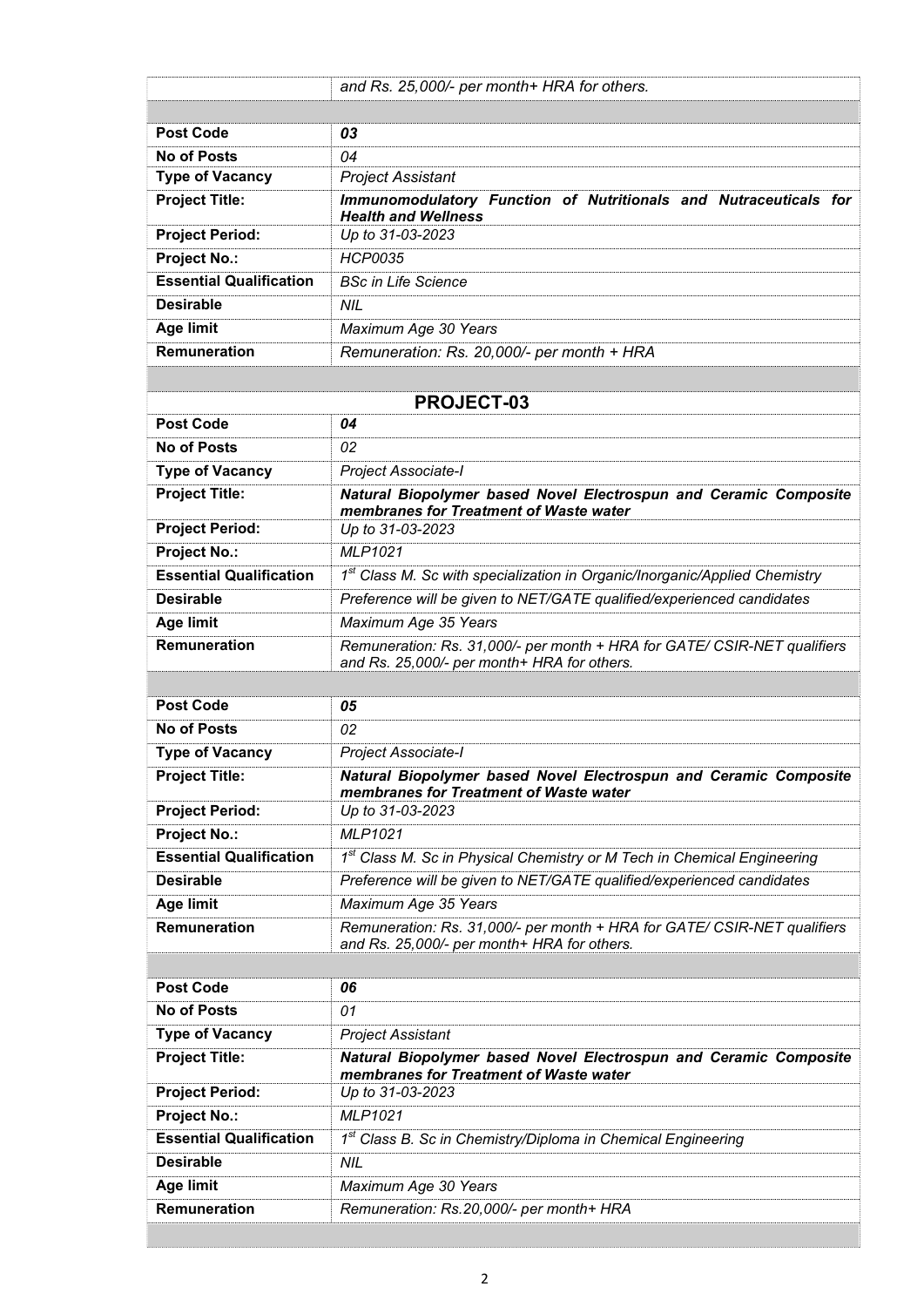|  | and Rs. 25,000/- per month+ HRA for others. |
| --- | --- |

| **Post Code** | ***03*** |
| --- | --- |
| **No of Posts** | *04* |
| **Type of Vacancy** | *Project Assistant* |
| **Project Title:** | ***Immunomodulatory Function of Nutritionals and Nutraceuticals for Health and Wellness*** |
| **Project Period:** | *Up to 31-03-2023* |
| **Project No.:** | *HCP0035* |
| **Essential Qualification** | *BSc in Life Science* |
| **Desirable** | *NIL* |
| **Age limit** | *Maximum Age 30 Years* |
| **Remuneration** | *Remuneration: Rs. 20,000/- per month + HRA* |

## PROJECT-03

| **Post Code** | ***04*** |
| --- | --- |
| **No of Posts** | *02* |
| **Type of Vacancy** | *Project Associate-I* |
| **Project Title:** | ***Natural Biopolymer based Novel Electrospun and Ceramic Composite membranes for Treatment of Waste water*** |
| **Project Period:** | *Up to 31-03-2023* |
| **Project No.:** | *MLP1021* |
| **Essential Qualification** | *1st Class M. Sc with specialization in Organic/Inorganic/Applied Chemistry* |
| **Desirable** | *Preference will be given to NET/GATE qualified/experienced candidates* |
| **Age limit** | *Maximum Age 35 Years* |
| **Remuneration** | *Remuneration: Rs. 31,000/- per month + HRA for GATE/ CSIR-NET qualifiers and Rs. 25,000/- per month+ HRA for others.* |

| **Post Code** | ***05*** |
| --- | --- |
| **No of Posts** | *02* |
| **Type of Vacancy** | *Project Associate-I* |
| **Project Title:** | ***Natural Biopolymer based Novel Electrospun and Ceramic Composite membranes for Treatment of Waste water*** |
| **Project Period:** | *Up to 31-03-2023* |
| **Project No.:** | *MLP1021* |
| **Essential Qualification** | *1st Class M. Sc in Physical Chemistry or M Tech in Chemical Engineering* |
| **Desirable** | *Preference will be given to NET/GATE qualified/experienced candidates* |
| **Age limit** | *Maximum Age 35 Years* |
| **Remuneration** | *Remuneration: Rs. 31,000/- per month + HRA for GATE/ CSIR-NET qualifiers and Rs. 25,000/- per month+ HRA for others.* |

| **Post Code** | ***06*** |
| --- | --- |
| **No of Posts** | *01* |
| **Type of Vacancy** | *Project Assistant* |
| **Project Title:** | ***Natural Biopolymer based Novel Electrospun and Ceramic Composite membranes for Treatment of Waste water*** |
| **Project Period:** | *Up to 31-03-2023* |
| **Project No.:** | *MLP1021* |
| **Essential Qualification** | *1st Class B. Sc in Chemistry/Diploma in Chemical Engineering* |
| **Desirable** | *NIL* |
| **Age limit** | *Maximum Age 30 Years* |
| **Remuneration** | *Remuneration: Rs.20,000/- per month+ HRA* |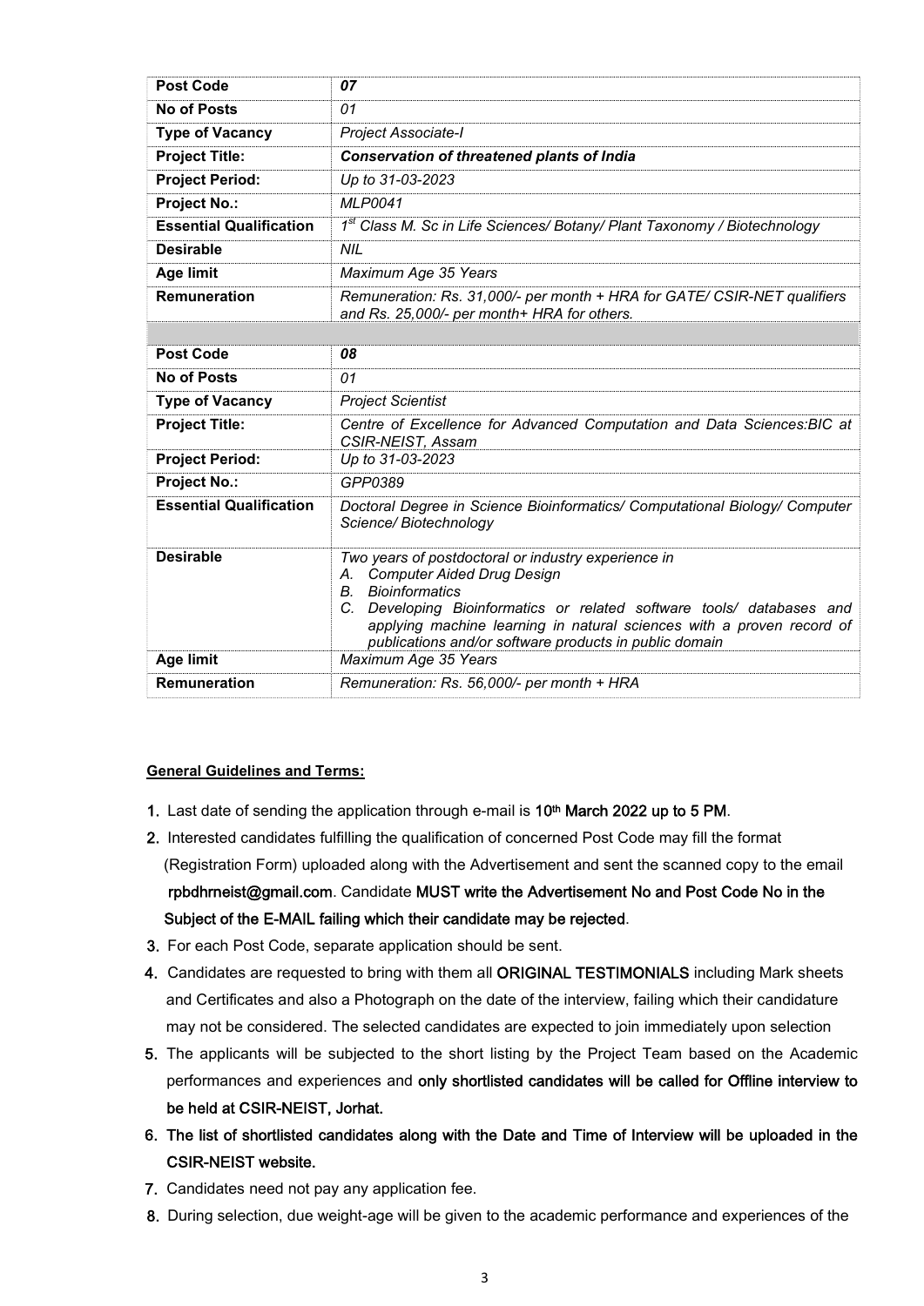| **Post Code** | ***07*** |
|---|---|
| **No of Posts** | *01* |
| **Type of Vacancy** | *Project Associate-I* |
| **Project Title:** | ***Conservation of threatened plants of India*** |
| **Project Period:** | *Up to 31-03-2023* |
| **Project No.:** | *MLP0041* |
| **Essential Qualification** | *1st Class M. Sc in Life Sciences/ Botany/ Plant Taxonomy / Biotechnology* |
| **Desirable** | *NIL* |
| **Age limit** | *Maximum Age 35 Years* |
| **Remuneration** | *Remuneration: Rs. 31,000/- per month + HRA for GATE/ CSIR-NET qualifiers and Rs. 25,000/- per month+ HRA for others.* |

| **Post Code** | ***08*** |
|---|---|
| **No of Posts** | *01* |
| **Type of Vacancy** | *Project Scientist* |
| **Project Title:** | *Centre of Excellence for Advanced Computation and Data Sciences:BIC at CSIR-NEIST, Assam* |
| **Project Period:** | *Up to 31-03-2023* |
| **Project No.:** | *GPP0389* |
| **Essential Qualification** | *Doctoral Degree in Science Bioinformatics/ Computational Biology/ Computer Science/ Biotechnology* |
| **Desirable** | *Two years of postdoctoral or industry experience in* <br> *A. Computer Aided Drug Design* <br> *B. Bioinformatics* <br> *C. Developing Bioinformatics or related software tools/ databases and applying machine learning in natural sciences with a proven record of publications and/or software products in public domain* |
| **Age limit** | *Maximum Age 35 Years* |
| **Remuneration** | *Remuneration: Rs. 56,000/- per month + HRA* |

**General Guidelines and Terms:**

1. Last date of sending the application through e-mail is **10th March 2022 up to 5 PM**.
2. Interested candidates fulfilling the qualification of concerned Post Code may fill the format (Registration Form) uploaded along with the Advertisement and sent the scanned copy to the email **rpbdhrneist@gmail.com**. Candidate **MUST write the Advertisement No and Post Code No in the Subject of the E-MAIL failing which their candidate may be rejected**.
3. For each Post Code, separate application should be sent.
4. Candidates are requested to bring with them all **ORIGINAL TESTIMONIALS** including Mark sheets and Certificates and also a Photograph on the date of the interview, failing which their candidature may not be considered. The selected candidates are expected to join immediately upon selection
5. The applicants will be subjected to the short listing by the Project Team based on the Academic performances and experiences and **only shortlisted candidates will be called for Offline interview to be held at CSIR-NEIST, Jorhat.**
6. **The list of shortlisted candidates along with the Date and Time of Interview will be uploaded in the CSIR-NEIST website.**
7. Candidates need not pay any application fee.
8. During selection, due weight-age will be given to the academic performance and experiences of the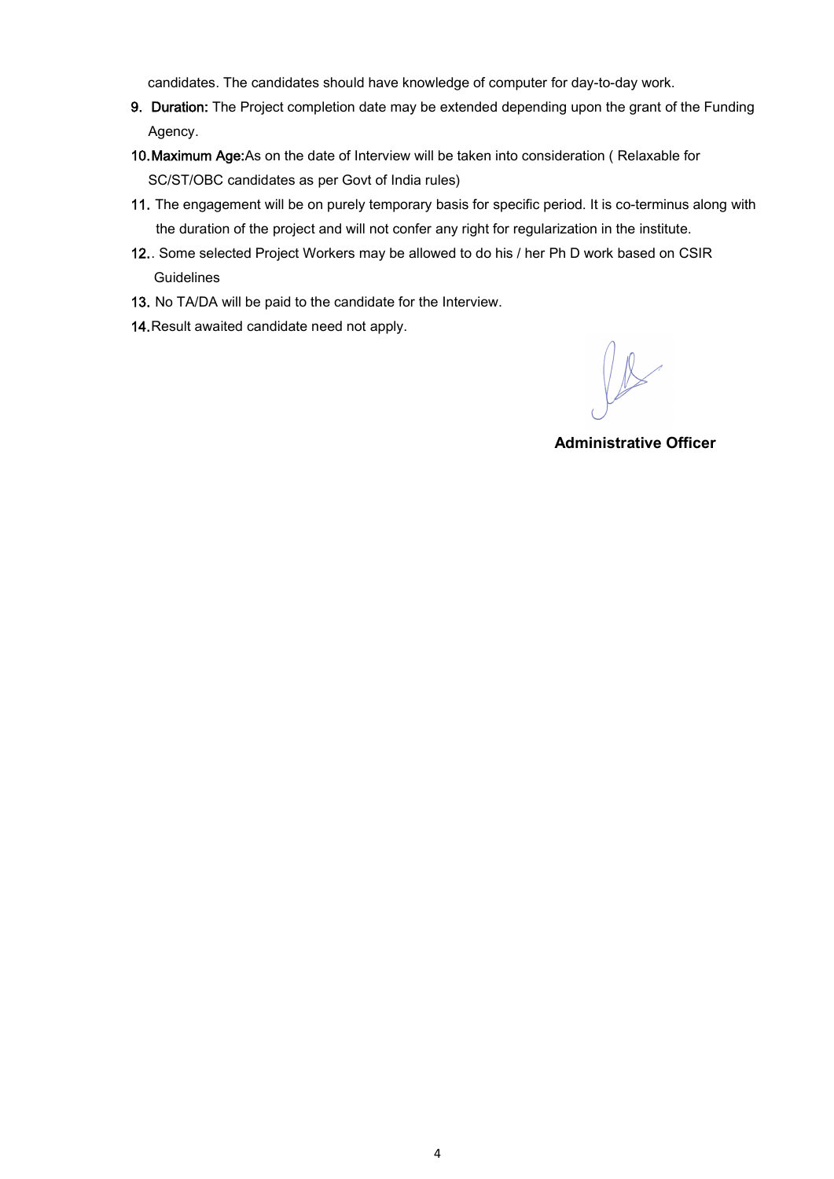candidates. The candidates should have knowledge of computer for day-to-day work.

9. **Duration:** The Project completion date may be extended depending upon the grant of the Funding Agency.
10. **Maximum Age:** As on the date of Interview will be taken into consideration ( Relaxable for SC/ST/OBC candidates as per Govt of India rules)
11. The engagement will be on purely temporary basis for specific period. It is co-terminus along with the duration of the project and will not confer any right for regularization in the institute.
12. . Some selected Project Workers may be allowed to do his / her Ph D work based on CSIR Guidelines
13. No TA/DA will be paid to the candidate for the Interview.
14. Result awaited candidate need not apply.

**Administrative Officer**